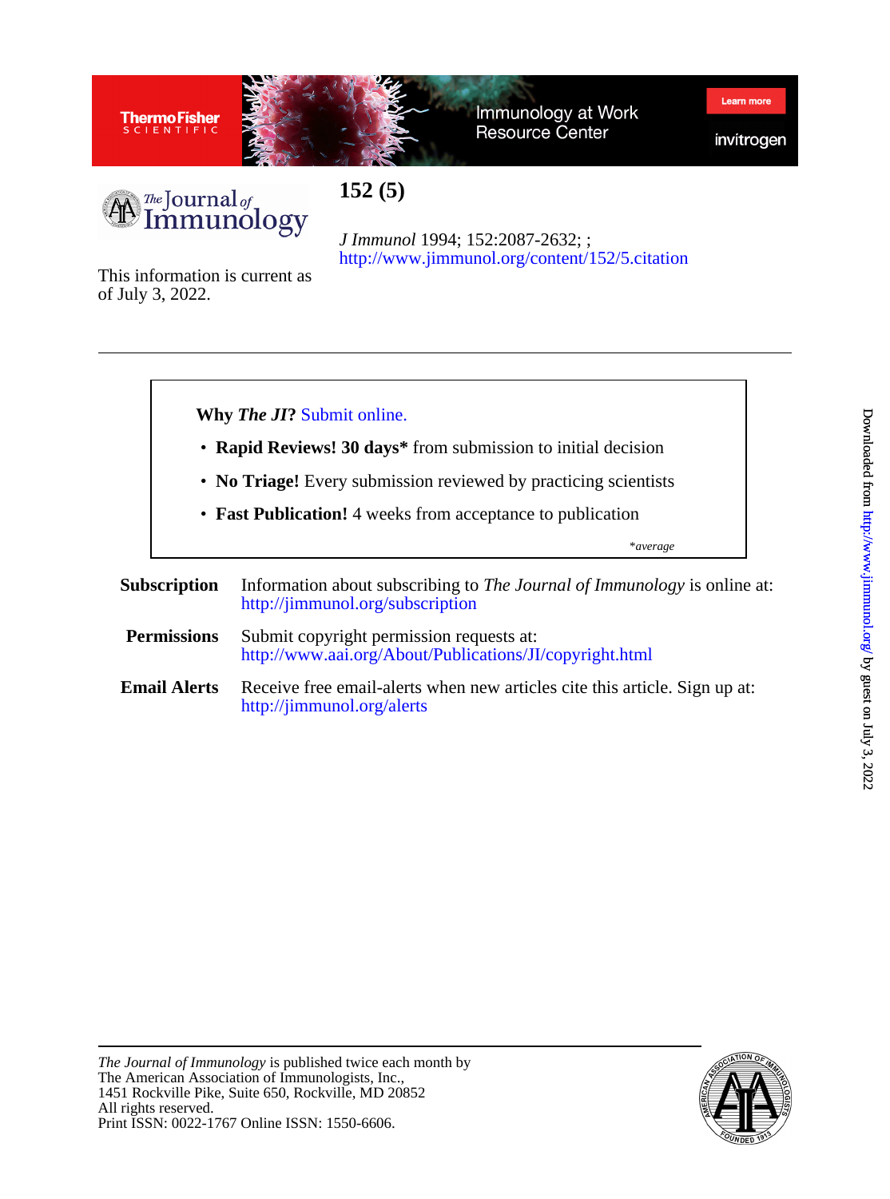# 152 (5)

*J Immunol* 1994; 152:2087-2632; ;
http://www.jimmunol.org/content/152/5.citation

This information is current as of July 3, 2022.

---

**Why *The JI*?** Submit online.

- **Rapid Reviews! 30 days*** from submission to initial decision
- **No Triage!** Every submission reviewed by practicing scientists
- **Fast Publication!** 4 weeks from acceptance to publication

*\*average*

**Subscription** Information about subscribing to *The Journal of Immunology* is online at: http://jimmunol.org/subscription

**Permissions** Submit copyright permission requests at: http://www.aai.org/About/Publications/JI/copyright.html

**Email Alerts** Receive free email-alerts when new articles cite this article. Sign up at: http://jimmunol.org/alerts

---

*The Journal of Immunology* is published twice each month by
The American Association of Immunologists, Inc.,
1451 Rockville Pike, Suite 650, Rockville, MD 20852
All rights reserved.
Print ISSN: 0022-1767 Online ISSN: 1550-6606.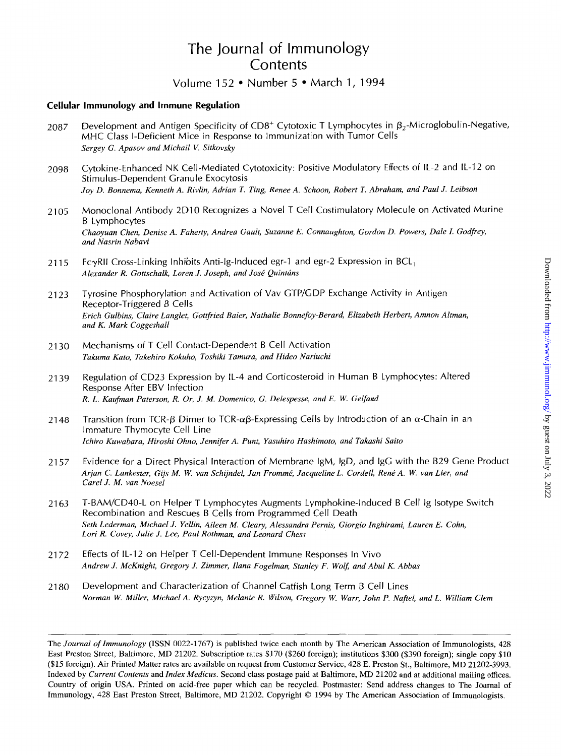# The Journal of Immunology
# Contents

Volume 152 • Number 5 • March 1, 1994

### Cellular Immunology and Immune Regulation

2087 Development and Antigen Specificity of $CD8^+$ Cytotoxic T Lymphocytes in $\beta_2$-Microglobulin-Negative, MHC Class I-Deficient Mice in Response to Immunization with Tumor Cells
*Sergey G. Apasov and Michail V. Sitkovsky*

2098 Cytokine-Enhanced NK Cell-Mediated Cytotoxicity: Positive Modulatory Effects of IL-2 and IL-12 on Stimulus-Dependent Granule Exocytosis
*Joy D. Bonnema, Kenneth A. Rivlin, Adrian T. Ting, Renee A. Schoon, Robert T. Abraham, and Paul J. Leibson*

2105 Monoclonal Antibody 2D10 Recognizes a Novel T Cell Costimulatory Molecule on Activated Murine B Lymphocytes
*Chaoyuan Chen, Denise A. Faherty, Andrea Gault, Suzanne E. Connaughton, Gordon D. Powers, Dale I. Godfrey, and Nasrin Nabavi*

2115 FcγRII Cross-Linking Inhibits Anti-Ig-Induced egr-1 and egr-2 Expression in $BCL_1$
*Alexander R. Gottschalk, Loren J. Joseph, and José Quintáns*

2123 Tyrosine Phosphorylation and Activation of Vav GTP/GDP Exchange Activity in Antigen Receptor-Triggered B Cells
*Erich Gulbins, Claire Langlet, Gottfried Baier, Nathalie Bonnefoy-Berard, Elizabeth Herbert, Amnon Altman, and K. Mark Coggeshall*

2130 Mechanisms of T Cell Contact-Dependent B Cell Activation
*Takuma Kato, Takehiro Kokuho, Toshiki Tamura, and Hideo Nariuchi*

2139 Regulation of CD23 Expression by IL-4 and Corticosteroid in Human B Lymphocytes: Altered Response After EBV Infection
*R. L. Kaufman Paterson, R. Or, J. M. Domenico, G. Delespesse, and E. W. Gelfand*

2148 Transition from TCR-β Dimer to TCR-αβ-Expressing Cells by Introduction of an α-Chain in an Immature Thymocyte Cell Line
*Ichiro Kuwabara, Hiroshi Ohno, Jennifer A. Punt, Yasuhiro Hashimoto, and Takashi Saito*

2157 Evidence for a Direct Physical Interaction of Membrane IgM, IgD, and IgG with the B29 Gene Product
*Arjan C. Lankester, Gijs M. W. van Schijndel, Jan Frommé, Jacqueline L. Cordell, René A. W. van Lier, and Carel J. M. van Noesel*

2163 T-BAM/CD40-L on Helper T Lymphocytes Augments Lymphokine-Induced B Cell Ig Isotype Switch Recombination and Rescues B Cells from Programmed Cell Death
*Seth Lederman, Michael J. Yellin, Aileen M. Cleary, Alessandra Pernis, Giorgio Inghirami, Lauren E. Cohn, Lori R. Covey, Julie J. Lee, Paul Rothman, and Leonard Chess*

2172 Effects of IL-12 on Helper T Cell-Dependent Immune Responses In Vivo
*Andrew J. McKnight, Gregory J. Zimmer, Ilana Fogelman, Stanley F. Wolf, and Abul K. Abbas*

2180 Development and Characterization of Channel Catfish Long Term B Cell Lines
*Norman W. Miller, Michael A. Rycyzyn, Melanie R. Wilson, Gregory W. Warr, John P. Naftel, and L. William Clem*

---

The *Journal of Immunology* (ISSN 0022-1767) is published twice each month by The American Association of Immunologists, 428 East Preston Street, Baltimore, MD 21202. Subscription rates $170 ($260 foreign); institutions $300 ($390 foreign); single copy $10 ($15 foreign). Air Printed Matter rates are available on request from Customer Service, 428 E. Preston St., Baltimore, MD 21202-3993. Indexed by *Current Contents* and *Index Medicus*. Second class postage paid at Baltimore, MD 21202 and at additional mailing offices. Country of origin USA. Printed on acid-free paper which can be recycled. Postmaster: Send address changes to The Journal of Immunology, 428 East Preston Street, Baltimore, MD 21202. Copyright © 1994 by The American Association of Immunologists.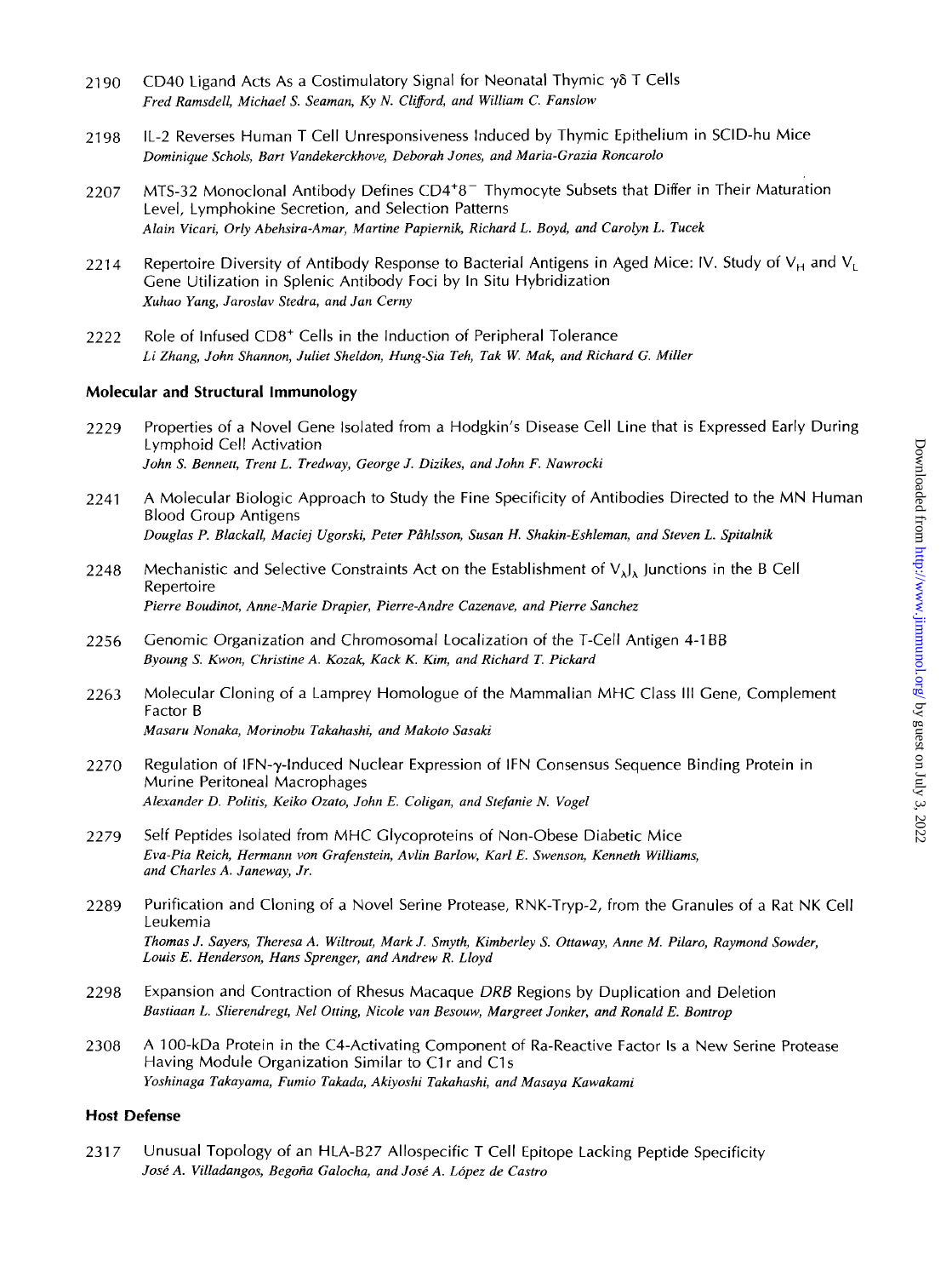2190 CD40 Ligand Acts As a Costimulatory Signal for Neonatal Thymic $\gamma\delta$ T Cells
*Fred Ramsdell, Michael S. Seaman, Ky N. Clifford, and William C. Fanslow*

2198 IL-2 Reverses Human T Cell Unresponsiveness Induced by Thymic Epithelium in SCID-hu Mice
*Dominique Schols, Bart Vandekerckhove, Deborah Jones, and Maria-Grazia Roncarolo*

2207 MTS-32 Monoclonal Antibody Defines $CD4^{+}8^{-}$ Thymocyte Subsets that Differ in Their Maturation Level, Lymphokine Secretion, and Selection Patterns
*Alain Vicari, Orly Abehsira-Amar, Martine Papiernik, Richard L. Boyd, and Carolyn L. Tucek*

2214 Repertoire Diversity of Antibody Response to Bacterial Antigens in Aged Mice: IV. Study of $V_H$ and $V_L$ Gene Utilization in Splenic Antibody Foci by In Situ Hybridization
*Xuhao Yang, Jaroslav Stedra, and Jan Cerny*

2222 Role of Infused $CD8^{+}$ Cells in the Induction of Peripheral Tolerance
*Li Zhang, John Shannon, Juliet Sheldon, Hung-Sia Teh, Tak W. Mak, and Richard G. Miller*

## Molecular and Structural Immunology

2229 Properties of a Novel Gene Isolated from a Hodgkin's Disease Cell Line that is Expressed Early During Lymphoid Cell Activation
*John S. Bennett, Trent L. Tredway, George J. Dizikes, and John F. Nawrocki*

2241 A Molecular Biologic Approach to Study the Fine Specificity of Antibodies Directed to the MN Human Blood Group Antigens
*Douglas P. Blackall, Maciej Ugorski, Peter Påhlsson, Susan H. Shakin-Eshleman, and Steven L. Spitalnik*

2248 Mechanistic and Selective Constraints Act on the Establishment of $V_\lambda J_\lambda$ Junctions in the B Cell Repertoire
*Pierre Boudinot, Anne-Marie Drapier, Pierre-Andre Cazenave, and Pierre Sanchez*

2256 Genomic Organization and Chromosomal Localization of the T-Cell Antigen 4-1BB
*Byoung S. Kwon, Christine A. Kozak, Kack K. Kim, and Richard T. Pickard*

2263 Molecular Cloning of a Lamprey Homologue of the Mammalian MHC Class III Gene, Complement Factor B
*Masaru Nonaka, Morinobu Takahashi, and Makoto Sasaki*

2270 Regulation of IFN-$\gamma$-Induced Nuclear Expression of IFN Consensus Sequence Binding Protein in Murine Peritoneal Macrophages
*Alexander D. Politis, Keiko Ozato, John E. Coligan, and Stefanie N. Vogel*

2279 Self Peptides Isolated from MHC Glycoproteins of Non-Obese Diabetic Mice
*Eva-Pia Reich, Hermann von Grafenstein, Avlin Barlow, Karl E. Swenson, Kenneth Williams, and Charles A. Janeway, Jr.*

2289 Purification and Cloning of a Novel Serine Protease, RNK-Tryp-2, from the Granules of a Rat NK Cell Leukemia
*Thomas J. Sayers, Theresa A. Wiltrout, Mark J. Smyth, Kimberley S. Ottaway, Anne M. Pilaro, Raymond Sowder, Louis E. Henderson, Hans Sprenger, and Andrew R. Lloyd*

2298 Expansion and Contraction of Rhesus Macaque *DRB* Regions by Duplication and Deletion
*Bastiaan L. Slierendregt, Nel Otting, Nicole van Besouw, Margreet Jonker, and Ronald E. Bontrop*

2308 A 100-kDa Protein in the C4-Activating Component of Ra-Reactive Factor Is a New Serine Protease Having Module Organization Similar to C1r and C1s
*Yoshinaga Takayama, Fumio Takada, Akiyoshi Takahashi, and Masaya Kawakami*

## Host Defense

2317 Unusual Topology of an HLA-B27 Allospecific T Cell Epitope Lacking Peptide Specificity
*José A. Villadangos, Begoña Galocha, and José A. López de Castro*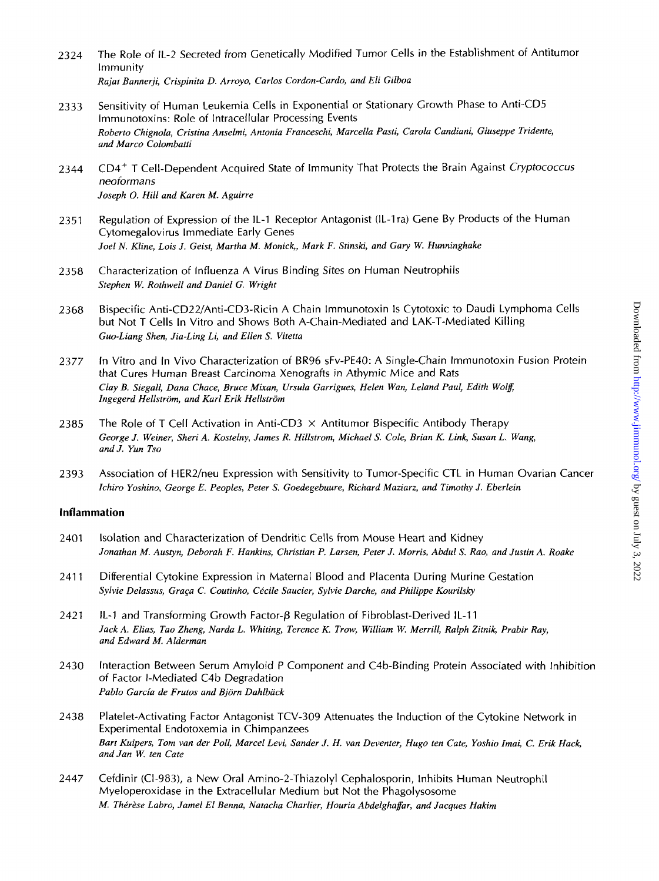2324 The Role of IL-2 Secreted from Genetically Modified Tumor Cells in the Establishment of Antitumor Immunity
*Rajat Bannerji, Crispinita D. Arroyo, Carlos Cordon-Cardo, and Eli Gilboa*

2333 Sensitivity of Human Leukemia Cells in Exponential or Stationary Growth Phase to Anti-CD5 Immunotoxins: Role of Intracellular Processing Events
*Roberto Chignola, Cristina Anselmi, Antonia Franceschi, Marcella Pasti, Carola Candiani, Giuseppe Tridente, and Marco Colombatti*

2344 CD4$^+$ T Cell-Dependent Acquired State of Immunity That Protects the Brain Against *Cryptococcus neoformans*
*Joseph O. Hill and Karen M. Aguirre*

2351 Regulation of Expression of the IL-1 Receptor Antagonist (IL-1ra) Gene By Products of the Human Cytomegalovirus Immediate Early Genes
*Joel N. Kline, Lois J. Geist, Martha M. Monick,, Mark F. Stinski, and Gary W. Hunninghake*

2358 Characterization of Influenza A Virus Binding Sites on Human Neutrophils
*Stephen W. Rothwell and Daniel G. Wright*

2368 Bispecific Anti-CD22/Anti-CD3-Ricin A Chain Immunotoxin Is Cytotoxic to Daudi Lymphoma Cells but Not T Cells In Vitro and Shows Both A-Chain-Mediated and LAK-T-Mediated Killing
*Guo-Liang Shen, Jia-Ling Li, and Ellen S. Vitetta*

2377 In Vitro and In Vivo Characterization of BR96 sFv-PE40: A Single-Chain Immunotoxin Fusion Protein that Cures Human Breast Carcinoma Xenografts in Athymic Mice and Rats
*Clay B. Siegall, Dana Chace, Bruce Mixan, Ursula Garrigues, Helen Wan, Leland Paul, Edith Wolff, Ingegerd Hellström, and Karl Erik Hellström*

2385 The Role of T Cell Activation in Anti-CD3 × Antitumor Bispecific Antibody Therapy
*George J. Weiner, Sheri A. Kostelny, James R. Hillstrom, Michael S. Cole, Brian K. Link, Susan L. Wang, and J. Yun Tso*

2393 Association of HER2/neu Expression with Sensitivity to Tumor-Specific CTL in Human Ovarian Cancer
*Ichiro Yoshino, George E. Peoples, Peter S. Goedegebuure, Richard Maziarz, and Timothy J. Eberlein*

### Inflammation

2401 Isolation and Characterization of Dendritic Cells from Mouse Heart and Kidney
*Jonathan M. Austyn, Deborah F. Hankins, Christian P. Larsen, Peter J. Morris, Abdul S. Rao, and Justin A. Roake*

2411 Differential Cytokine Expression in Maternal Blood and Placenta During Murine Gestation
*Sylvie Delassus, Graça C. Coutinho, Cécile Saucier, Sylvie Darche, and Philippe Kourilsky*

2421 IL-1 and Transforming Growth Factor-β Regulation of Fibroblast-Derived IL-11
*Jack A. Elias, Tao Zheng, Narda L. Whiting, Terence K. Trow, William W. Merrill, Ralph Zitnik, Prabir Ray, and Edward M. Alderman*

2430 Interaction Between Serum Amyloid P Component and C4b-Binding Protein Associated with Inhibition of Factor I-Mediated C4b Degradation
*Pablo García de Frutos and Björn Dahlbäck*

2438 Platelet-Activating Factor Antagonist TCV-309 Attenuates the Induction of the Cytokine Network in Experimental Endotoxemia in Chimpanzees
*Bart Kuipers, Tom van der Poll, Marcel Levi, Sander J. H. van Deventer, Hugo ten Cate, Yoshio Imai, C. Erik Hack, and Jan W. ten Cate*

2447 Cefdinir (CI-983), a New Oral Amino-2-Thiazolyl Cephalosporin, Inhibits Human Neutrophil Myeloperoxidase in the Extracellular Medium but Not the Phagolysosome
*M. Thérèse Labro, Jamel El Benna, Natacha Charlier, Houria Abdelghaffar, and Jacques Hakim*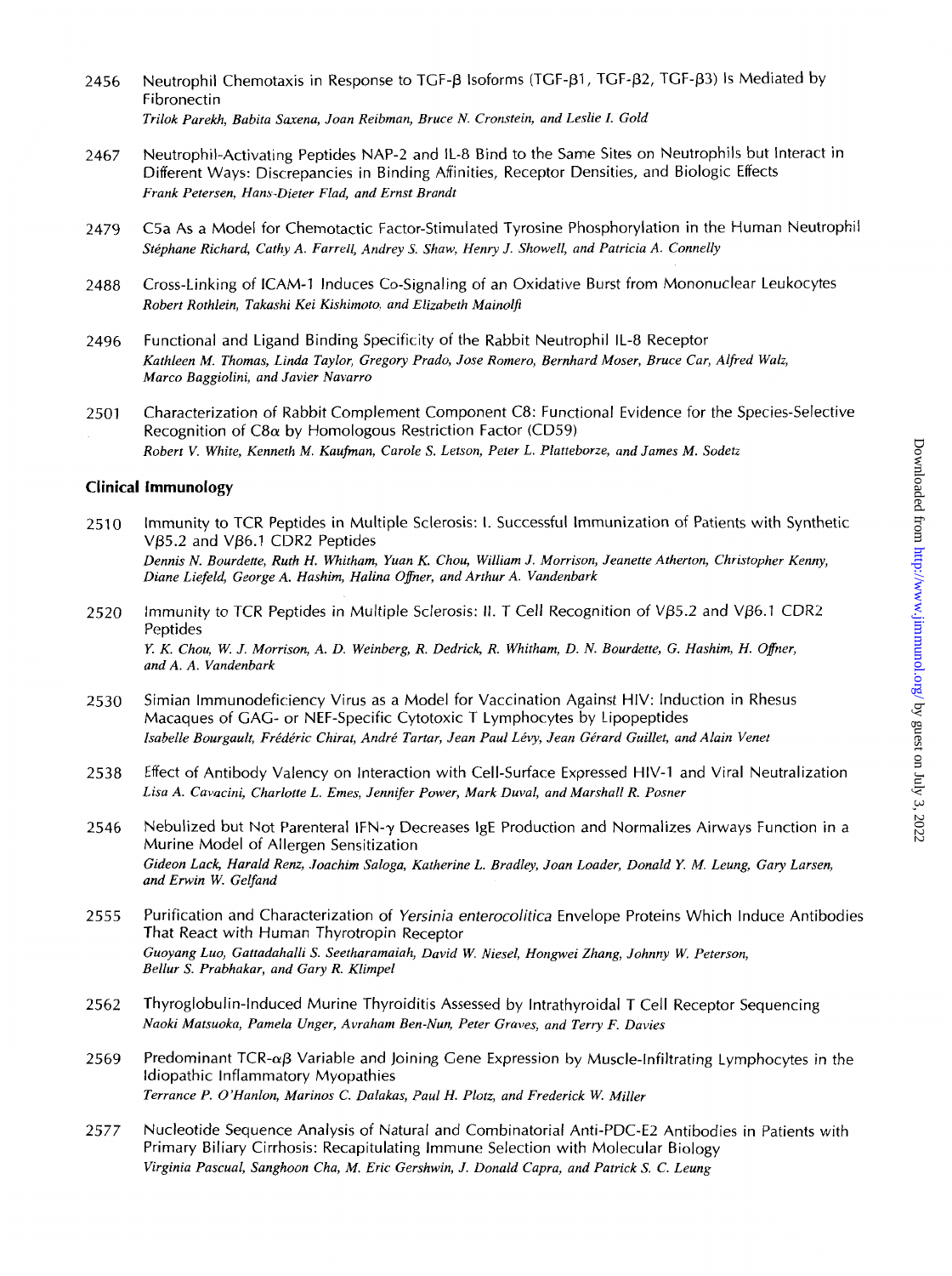2456 Neutrophil Chemotaxis in Response to TGF-β Isoforms (TGF-β1, TGF-β2, TGF-β3) Is Mediated by Fibronectin
*Trilok Parekh, Babita Saxena, Joan Reibman, Bruce N. Cronstein, and Leslie I. Gold*

2467 Neutrophil-Activating Peptides NAP-2 and IL-8 Bind to the Same Sites on Neutrophils but Interact in Different Ways: Discrepancies in Binding Affinities, Receptor Densities, and Biologic Effects
*Frank Petersen, Hans-Dieter Flad, and Ernst Brandt*

2479 C5a As a Model for Chemotactic Factor-Stimulated Tyrosine Phosphorylation in the Human Neutrophil
*Stéphane Richard, Cathy A. Farrell, Andrey S. Shaw, Henry J. Showell, and Patricia A. Connelly*

2488 Cross-Linking of ICAM-1 Induces Co-Signaling of an Oxidative Burst from Mononuclear Leukocytes
*Robert Rothlein, Takashi Kei Kishimoto, and Elizabeth Mainolfi*

2496 Functional and Ligand Binding Specificity of the Rabbit Neutrophil IL-8 Receptor
*Kathleen M. Thomas, Linda Taylor, Gregory Prado, Jose Romero, Bernhard Moser, Bruce Car, Alfred Walz, Marco Baggiolini, and Javier Navarro*

2501 Characterization of Rabbit Complement Component C8: Functional Evidence for the Species-Selective Recognition of C8α by Homologous Restriction Factor (CD59)
*Robert V. White, Kenneth M. Kaufman, Carole S. Letson, Peter L. Platteborze, and James M. Sodetz*

### Clinical Immunology

2510 Immunity to TCR Peptides in Multiple Sclerosis: I. Successful Immunization of Patients with Synthetic Vβ5.2 and Vβ6.1 CDR2 Peptides
*Dennis N. Bourdette, Ruth H. Whitham, Yuan K. Chou, William J. Morrison, Jeanette Atherton, Christopher Kenny, Diane Liefeld, George A. Hashim, Halina Offner, and Arthur A. Vandenbark*

2520 Immunity to TCR Peptides in Multiple Sclerosis: II. T Cell Recognition of Vβ5.2 and Vβ6.1 CDR2 Peptides
*Y. K. Chou, W. J. Morrison, A. D. Weinberg, R. Dedrick, R. Whitham, D. N. Bourdette, G. Hashim, H. Offner, and A. A. Vandenbark*

2530 Simian Immunodeficiency Virus as a Model for Vaccination Against HIV: Induction in Rhesus Macaques of GAG- or NEF-Specific Cytotoxic T Lymphocytes by Lipopeptides
*Isabelle Bourgault, Frédéric Chirat, André Tartar, Jean Paul Lévy, Jean Gérard Guillet, and Alain Venet*

2538 Effect of Antibody Valency on Interaction with Cell-Surface Expressed HIV-1 and Viral Neutralization
*Lisa A. Cavacini, Charlotte L. Emes, Jennifer Power, Mark Duval, and Marshall R. Posner*

2546 Nebulized but Not Parenteral IFN-γ Decreases IgE Production and Normalizes Airways Function in a Murine Model of Allergen Sensitization
*Gideon Lack, Harald Renz, Joachim Saloga, Katherine L. Bradley, Joan Loader, Donald Y. M. Leung, Gary Larsen, and Erwin W. Gelfand*

2555 Purification and Characterization of *Yersinia enterocolitica* Envelope Proteins Which Induce Antibodies That React with Human Thyrotropin Receptor
*Guoyang Luo, Gattadahalli S. Seetharamaiah, David W. Niesel, Hongwei Zhang, Johnny W. Peterson, Bellur S. Prabhakar, and Gary R. Klimpel*

2562 Thyroglobulin-Induced Murine Thyroiditis Assessed by Intrathyroidal T Cell Receptor Sequencing
*Naoki Matsuoka, Pamela Unger, Avraham Ben-Nun, Peter Graves, and Terry F. Davies*

2569 Predominant TCR-αβ Variable and Joining Gene Expression by Muscle-Infiltrating Lymphocytes in the Idiopathic Inflammatory Myopathies
*Terrance P. O'Hanlon, Marinos C. Dalakas, Paul H. Plotz, and Frederick W. Miller*

2577 Nucleotide Sequence Analysis of Natural and Combinatorial Anti-PDC-E2 Antibodies in Patients with Primary Biliary Cirrhosis: Recapitulating Immune Selection with Molecular Biology
*Virginia Pascual, Sanghoon Cha, M. Eric Gershwin, J. Donald Capra, and Patrick S. C. Leung*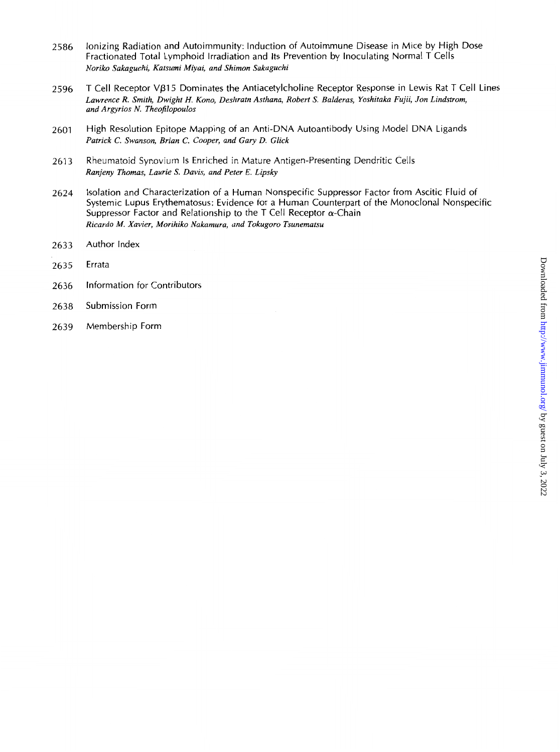2586 Ionizing Radiation and Autoimmunity: Induction of Autoimmune Disease in Mice by High Dose Fractionated Total Lymphoid Irradiation and Its Prevention by Inoculating Normal T Cells
*Noriko Sakaguchi, Katsumi Miyai, and Shimon Sakaguchi*

2596 T Cell Receptor V$\beta$15 Dominates the Antiacetylcholine Receptor Response in Lewis Rat T Cell Lines
*Lawrence R. Smith, Dwight H. Kono, Deshratn Asthana, Robert S. Balderas, Yoshitaka Fujii, Jon Lindstrom, and Argyrios N. Theofilopoulos*

2601 High Resolution Epitope Mapping of an Anti-DNA Autoantibody Using Model DNA Ligands
*Patrick C. Swanson, Brian C. Cooper, and Gary D. Glick*

2613 Rheumatoid Synovium Is Enriched in Mature Antigen-Presenting Dendritic Cells
*Ranjeny Thomas, Laurie S. Davis, and Peter E. Lipsky*

2624 Isolation and Characterization of a Human Nonspecific Suppressor Factor from Ascitic Fluid of Systemic Lupus Erythematosus: Evidence for a Human Counterpart of the Monoclonal Nonspecific Suppressor Factor and Relationship to the T Cell Receptor $\alpha$-Chain
*Ricardo M. Xavier, Morihiko Nakamura, and Tokugoro Tsunematsu*

2633 Author Index

2635 Errata

2636 Information for Contributors

2638 Submission Form

2639 Membership Form